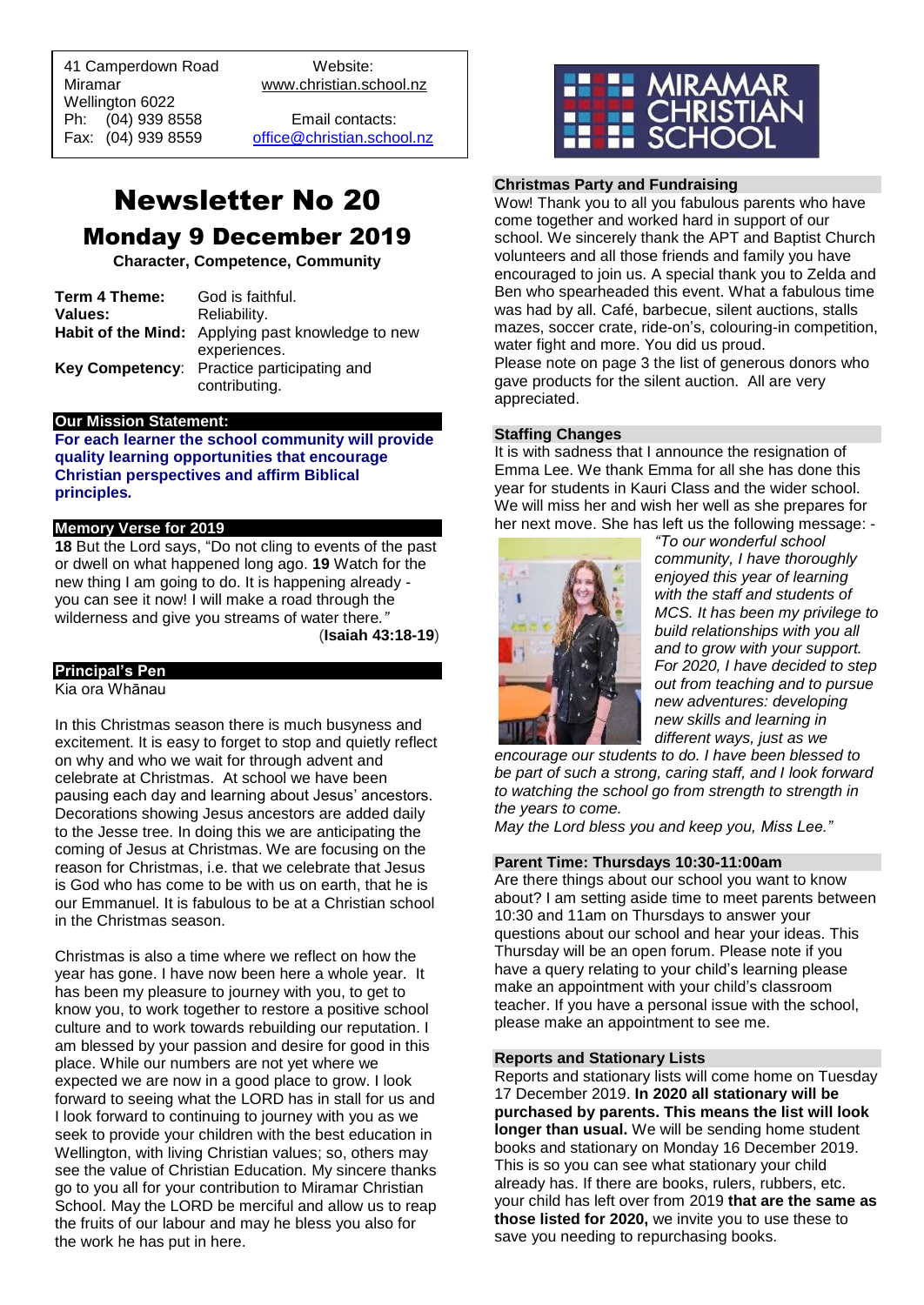41 Camperdown Road
Miramar
Wellington 6022
Ph: (04) 939 8558
Fax: (04) 939 8559

Website:
www.christian.school.nz

Email contacts:
office@christian.school.nz

# Newsletter No 20

## Monday 9 December 2019

**Character, Competence, Community**

| | |
|---|---|
| **Term 4 Theme:** | God is faithful. |
| **Values:** | Reliability. |
| **Habit of the Mind:** | Applying past knowledge to new experiences. |
| **Key Competency**: | Practice participating and contributing. |

### Our Mission Statement:

**For each learner the school community will provide quality learning opportunities that encourage Christian perspectives and affirm Biblical principles.**

### Memory Verse for 2019

**18** But the Lord says, "Do not cling to events of the past or dwell on what happened long ago. **19** Watch for the new thing I am going to do. It is happening already - you can see it now! I will make a road through the wilderness and give you streams of water there.*"*
(**Isaiah 43:18-19**)

### Principal's Pen

Kia ora Whānau

In this Christmas season there is much busyness and excitement. It is easy to forget to stop and quietly reflect on why and who we wait for through advent and celebrate at Christmas. At school we have been pausing each day and learning about Jesus' ancestors. Decorations showing Jesus ancestors are added daily to the Jesse tree. In doing this we are anticipating the coming of Jesus at Christmas. We are focusing on the reason for Christmas, i.e. that we celebrate that Jesus is God who has come to be with us on earth, that he is our Emmanuel. It is fabulous to be at a Christian school in the Christmas season.

Christmas is also a time where we reflect on how the year has gone. I have now been here a whole year. It has been my pleasure to journey with you, to get to know you, to work together to restore a positive school culture and to work towards rebuilding our reputation. I am blessed by your passion and desire for good in this place. While our numbers are not yet where we expected we are now in a good place to grow. I look forward to seeing what the LORD has in stall for us and I look forward to continuing to journey with you as we seek to provide your children with the best education in Wellington, with living Christian values; so, others may see the value of Christian Education. My sincere thanks go to you all for your contribution to Miramar Christian School. May the LORD be merciful and allow us to reap the fruits of our labour and may he bless you also for the work he has put in here.

### Christmas Party and Fundraising

Wow! Thank you to all you fabulous parents who have come together and worked hard in support of our school. We sincerely thank the APT and Baptist Church volunteers and all those friends and family you have encouraged to join us. A special thank you to Zelda and Ben who spearheaded this event. What a fabulous time was had by all. Café, barbecue, silent auctions, stalls mazes, soccer crate, ride-on's, colouring-in competition, water fight and more. You did us proud.
Please note on page 3 the list of generous donors who gave products for the silent auction. All are very appreciated.

### Staffing Changes

It is with sadness that I announce the resignation of Emma Lee. We thank Emma for all she has done this year for students in Kauri Class and the wider school. We will miss her and wish her well as she prepares for her next move. She has left us the following message: -

*"To our wonderful school community, I have thoroughly enjoyed this year of learning with the staff and students of MCS. It has been my privilege to build relationships with you all and to grow with your support. For 2020, I have decided to step out from teaching and to pursue new adventures: developing new skills and learning in different ways, just as we encourage our students to do. I have been blessed to be part of such a strong, caring staff, and I look forward to watching the school go from strength to strength in the years to come.*
*May the Lord bless you and keep you, Miss Lee."*

### Parent Time: Thursdays 10:30-11:00am

Are there things about our school you want to know about? I am setting aside time to meet parents between 10:30 and 11am on Thursdays to answer your questions about our school and hear your ideas. This Thursday will be an open forum. Please note if you have a query relating to your child's learning please make an appointment with your child's classroom teacher. If you have a personal issue with the school, please make an appointment to see me.

### Reports and Stationary Lists

Reports and stationary lists will come home on Tuesday 17 December 2019. **In 2020 all stationary will be purchased by parents. This means the list will look longer than usual.** We will be sending home student books and stationary on Monday 16 December 2019. This is so you can see what stationary your child already has. If there are books, rulers, rubbers, etc. your child has left over from 2019 **that are the same as those listed for 2020,** we invite you to use these to save you needing to repurchasing books.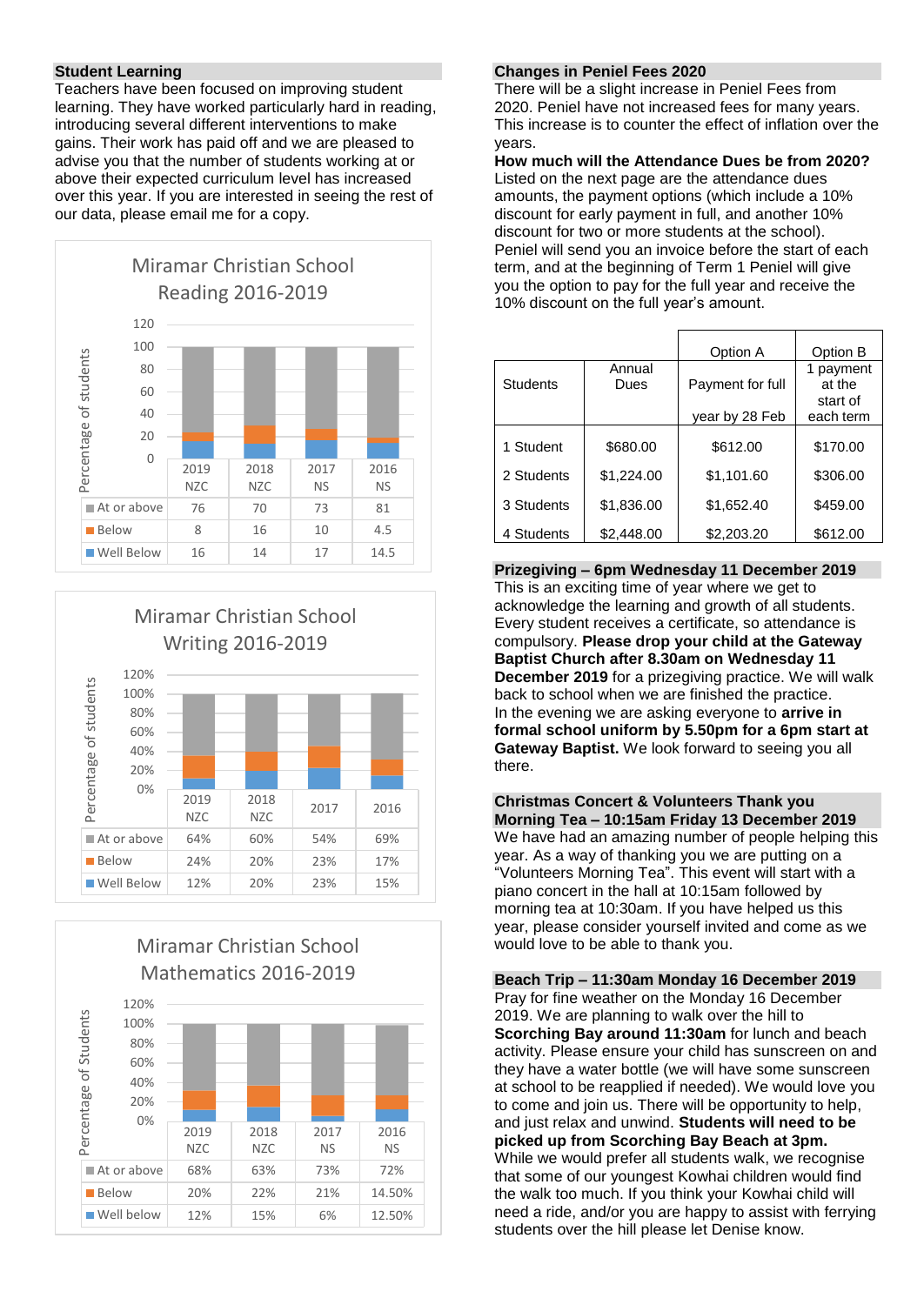## Student Learning

Teachers have been focused on improving student learning. They have worked particularly hard in reading, introducing several different interventions to make gains. Their work has paid off and we are pleased to advise you that the number of students working at or above their expected curriculum level has increased over this year. If you are interested in seeing the rest of our data, please email me for a copy.

**Miramar Christian School Reading 2016-2019**

| | 2019 NZC | 2018 NZC | 2017 NS | 2016 NS |
|---|---|---|---|---|
| At or above | 76 | 70 | 73 | 81 |
| Below | 8 | 16 | 10 | 4.5 |
| Well Below | 16 | 14 | 17 | 14.5 |

**Miramar Christian School Writing 2016-2019**

| | 2019 NZC | 2018 NZC | 2017 | 2016 |
|---|---|---|---|---|
| At or above | 64% | 60% | 54% | 69% |
| Below | 24% | 20% | 23% | 17% |
| Well Below | 12% | 20% | 23% | 15% |

**Miramar Christian School Mathematics 2016-2019**

| | 2019 NZC | 2018 NZC | 2017 NS | 2016 NS |
|---|---|---|---|---|
| At or above | 68% | 63% | 73% | 72% |
| Below | 20% | 22% | 21% | 14.50% |
| Well below | 12% | 15% | 6% | 12.50% |

## Changes in Peniel Fees 2020

There will be a slight increase in Peniel Fees from 2020. Peniel have not increased fees for many years. This increase is to counter the effect of inflation over the years.

**How much will the Attendance Dues be from 2020?**

Listed on the next page are the attendance dues amounts, the payment options (which include a 10% discount for early payment in full, and another 10% discount for two or more students at the school). Peniel will send you an invoice before the start of each term, and at the beginning of Term 1 Peniel will give you the option to pay for the full year and receive the 10% discount on the full year's amount.

| Students | Annual Dues | Option A<br>Payment for full year by 28 Feb | Option B<br>1 payment at the start of each term |
|---|---|---|---|
| 1 Student | $680.00 | $612.00 | $170.00 |
| 2 Students | $1,224.00 | $1,101.60 | $306.00 |
| 3 Students | $1,836.00 | $1,652.40 | $459.00 |
| 4 Students | $2,448.00 | $2,203.20 | $612.00 |

## Prizegiving – 6pm Wednesday 11 December 2019

This is an exciting time of year where we get to acknowledge the learning and growth of all students. Every student receives a certificate, so attendance is compulsory. **Please drop your child at the Gateway Baptist Church after 8.30am on Wednesday 11 December 2019** for a prizegiving practice. We will walk back to school when we are finished the practice.

In the evening we are asking everyone to **arrive in formal school uniform by 5.50pm for a 6pm start at Gateway Baptist.** We look forward to seeing you all there.

## Christmas Concert & Volunteers Thank you Morning Tea – 10:15am Friday 13 December 2019

We have had an amazing number of people helping this year. As a way of thanking you we are putting on a "Volunteers Morning Tea". This event will start with a piano concert in the hall at 10:15am followed by morning tea at 10:30am. If you have helped us this year, please consider yourself invited and come as we would love to be able to thank you.

## Beach Trip – 11:30am Monday 16 December 2019

Pray for fine weather on the Monday 16 December 2019. We are planning to walk over the hill to **Scorching Bay around 11:30am** for lunch and beach activity. Please ensure your child has sunscreen on and they have a water bottle (we will have some sunscreen at school to be reapplied if needed). We would love you to come and join us. There will be opportunity to help, and just relax and unwind. **Students will need to be picked up from Scorching Bay Beach at 3pm.**

While we would prefer all students walk, we recognise that some of our youngest Kowhai children would find the walk too much. If you think your Kowhai child will need a ride, and/or you are happy to assist with ferrying students over the hill please let Denise know.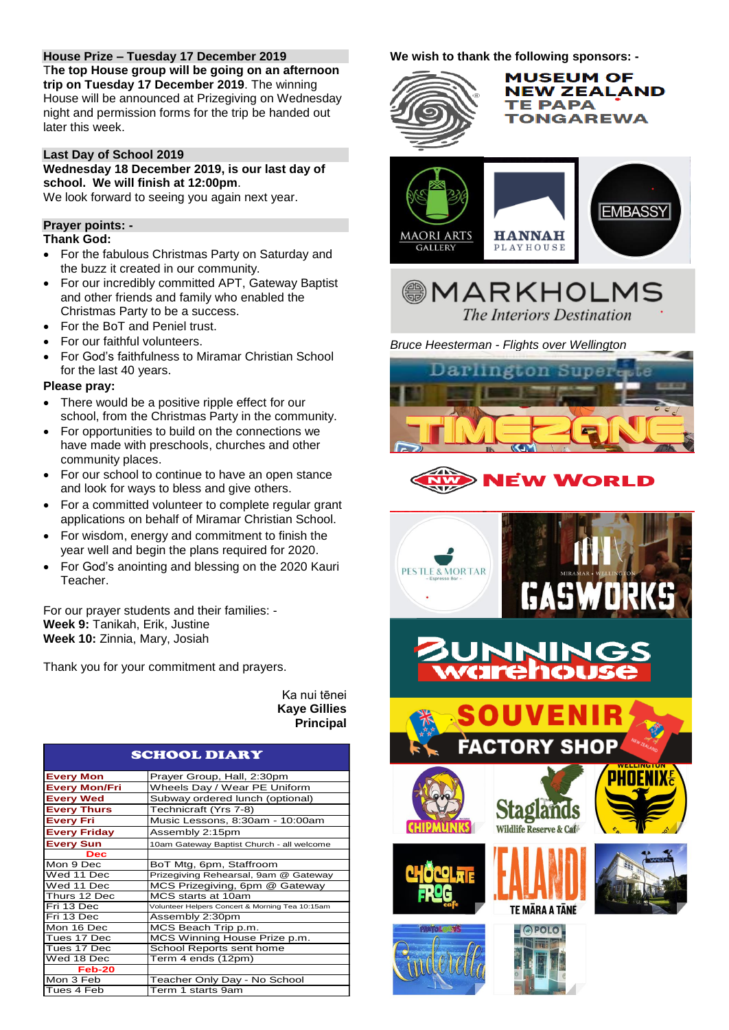## House Prize – Tuesday 17 December 2019

**The top House group will be going on an afternoon trip on Tuesday 17 December 2019**. The winning House will be announced at Prizegiving on Wednesday night and permission forms for the trip be handed out later this week.

## Last Day of School 2019

**Wednesday 18 December 2019, is our last day of school. We will finish at 12:00pm**.
We look forward to seeing you again next year.

## Prayer points: -

**Thank God:**

- For the fabulous Christmas Party on Saturday and the buzz it created in our community.
- For our incredibly committed APT, Gateway Baptist and other friends and family who enabled the Christmas Party to be a success.
- For the BoT and Peniel trust.
- For our faithful volunteers.
- For God's faithfulness to Miramar Christian School for the last 40 years.

**Please pray:**

- There would be a positive ripple effect for our school, from the Christmas Party in the community.
- For opportunities to build on the connections we have made with preschools, churches and other community places.
- For our school to continue to have an open stance and look for ways to bless and give others.
- For a committed volunteer to complete regular grant applications on behalf of Miramar Christian School.
- For wisdom, energy and commitment to finish the year well and begin the plans required for 2020.
- For God's anointing and blessing on the 2020 Kauri Teacher.

For our prayer students and their families: -
**Week 9:** Tanikah, Erik, Justine
**Week 10:** Zinnia, Mary, Josiah

Thank you for your commitment and prayers.

Ka nui tēnei
**Kaye Gillies**
**Principal**

## SCHOOL DIARY

| | |
|---|---|
| **Every Mon** | Prayer Group, Hall, 2:30pm |
| **Every Mon/Fri** | Wheels Day / Wear PE Uniform |
| **Every Wed** | Subway ordered lunch (optional) |
| **Every Thurs** | Technicraft (Yrs 7-8) |
| **Every Fri** | Music Lessons, 8:30am - 10:00am |
| **Every Friday** | Assembly 2:15pm |
| **Every Sun** | 10am Gateway Baptist Church - all welcome |
| **Dec** | |
| Mon 9 Dec | BoT Mtg, 6pm, Staffroom |
| Wed 11 Dec | Prizegiving Rehearsal, 9am @ Gateway |
| Wed 11 Dec | MCS Prizegiving, 6pm @ Gateway |
| Thurs 12 Dec | MCS starts at 10am |
| Fri 13 Dec | Volunteer Helpers Concert & Morning Tea 10:15am |
| Fri 13 Dec | Assembly 2:30pm |
| Mon 16 Dec | MCS Beach Trip p.m. |
| Tues 17 Dec | MCS Winning House Prize p.m. |
| Tues 17 Dec | School Reports sent home |
| Wed 18 Dec | Term 4 ends (12pm) |
| **Feb-20** | |
| Mon 3 Feb | Teacher Only Day - No School |
| Tues 4 Feb | Term 1 starts 9am |

**We wish to thank the following sponsors: -**

Museum of New Zealand Te Papa Tongarewa
Maori Arts Gallery
Hannah Playhouse
Embassy
Markholms – The Interiors Destination

*Bruce Heesterman - Flights over Wellington*

Darlington Superette
Timezone
New World
Pestle & Mortar Espresso Bar
Gasworks Miramar Wellington
Bunnings Warehouse
Souvenir Factory Shop
Chipmunks
Staglands Wildlife Reserve & Café
Wellington Phoenix FC
Chocolate Frog Café
Zealandia Te Māra a Tāne
Weta
Cinderella
Polo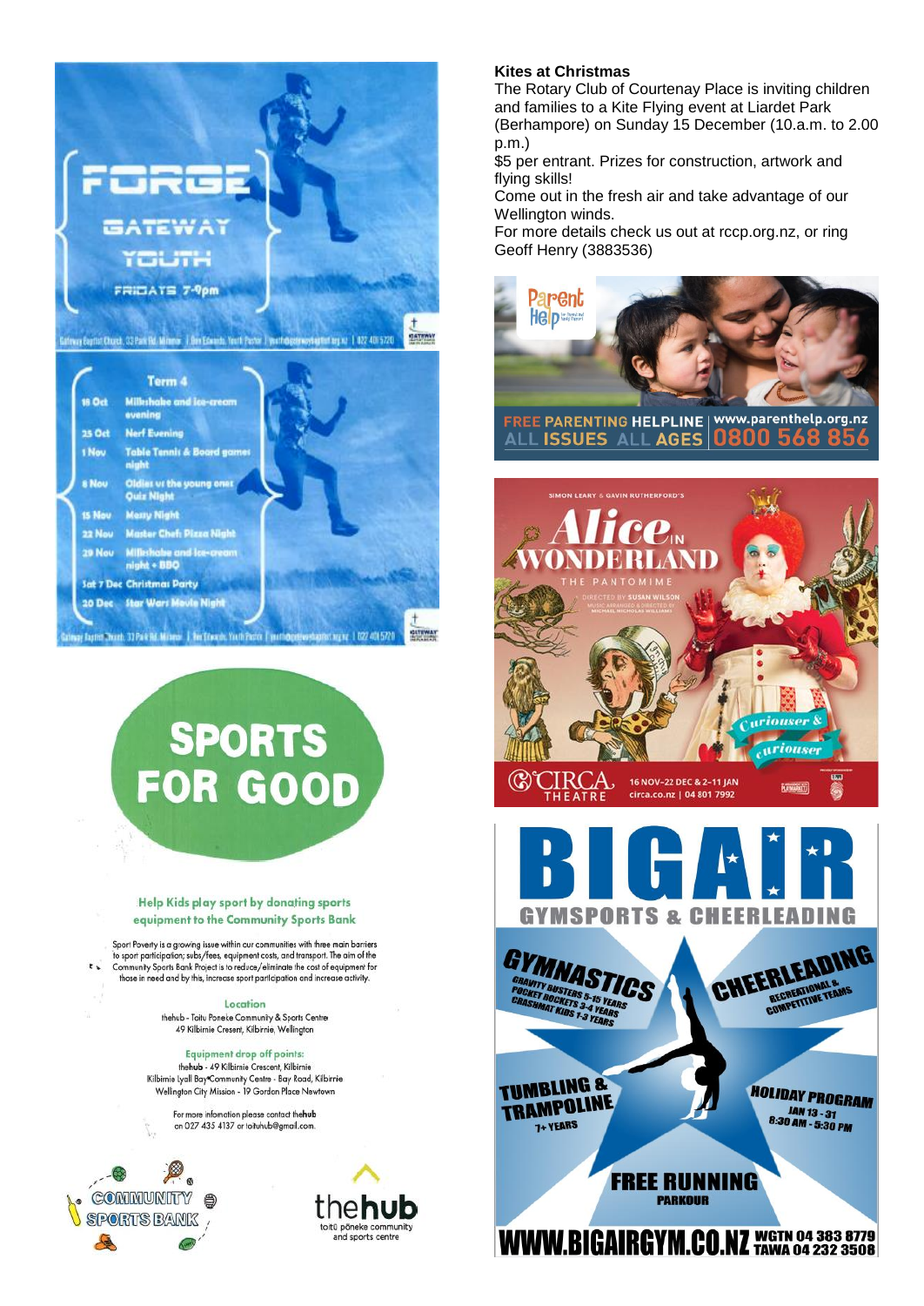# FORGE

## GATEWAY YOUTH

FRIDAYS 7-9pm

Gateway Baptist Church, 33 Park Rd, Miramar | Bex Edwards, Youth Pastor | youth@gatewaybaptist.org.nz | 022 401 5720

### Term 4

- 18 Oct – Milkshake and ice-cream evening
- 25 Oct – Nerf Evening
- 1 Nov – Table Tennis & Board games night
- 8 Nov – Oldies vs the young ones Quiz Night
- 15 Nov – Messy Night
- 22 Nov – Master Chef: Pizza Night
- 29 Nov – Milkshake and Ice-cream night + BBQ
- Sat 7 Dec – Christmas Party
- 20 Dec – Star Wars Movie Night

Gateway Baptist Church, 33 Park Rd, Miramar | Bex Edwards, Youth Pastor | youth@gatewaybaptist.org.nz | 022 401 5720

# SPORTS FOR GOOD

**Help Kids play sport by donating sports equipment to the Community Sports Bank**

Sport Poverty is a growing issue within our communities with three main barriers to sport participation; subs/fees, equipment costs, and transport. The aim of the Community Sports Bank Project is to reduce/eliminate the cost of equipment for those in need and by this, increase sport participation and increase activity.

**Location**

thehub - Toitu Poneke Community & Sports Centre
49 Kilbirnie Cresent, Kilbirnie, Wellington

**Equipment drop off points:**

thehub - 49 Kilbirnie Crescent, Kilbirnie
Kilbirnie Lyall Bay Community Centre - Bay Road, Kilbirnie
Wellington City Mission - 19 Gordon Place Newtown

For more infomation please contact thehub on 027 435 4137 or toituhub@gmail.com.

COMMUNITY SPORTS BANK

thehub – toitū pōneke community and sports centre

**Kites at Christmas**

The Rotary Club of Courtenay Place is inviting children and families to a Kite Flying event at Liardet Park (Berhampore) on Sunday 15 December (10.a.m. to 2.00 p.m.)

$5 per entrant. Prizes for construction, artwork and flying skills!

Come out in the fresh air and take advantage of our Wellington winds.

For more details check us out at rccp.org.nz, or ring Geoff Henry (3883536)

Parent Help

FREE PARENTING HELPLINE | www.parenthelp.org.nz
ALL ISSUES ALL AGES | 0800 568 856

SIMON LEARY & GAVIN RUTHERFORD'S

# Alice in Wonderland

THE PANTOMIME

DIRECTED BY SUSAN WILSON
MUSIC ARRANGED & DIRECTED BY MICHAEL NICHOLAS WILLIAMS

Curiouser & curiouser

CIRCA THEATRE | 16 NOV–22 DEC & 2–11 JAN | circa.co.nz | 04 801 7992

# BIGAIR

## GYMSPORTS & CHEERLEADING

**GYMNASTICS**
GRAVITY BUSTERS 5-15 YEARS
POCKET ROCKETS 3-4 YEARS
CRASHMAT KIDS 1-3 YEARS

**CHEERLEADING**
RECREATIONAL & COMPETITIVE TEAMS

**TUMBLING & TRAMPOLINE**
7+ YEARS

**HOLIDAY PROGRAM**
JAN 13 - 31
8:30 AM - 5:30 PM

**FREE RUNNING**
PARKOUR

WWW.BIGAIRGYM.CO.NZ | WGTN 04 383 8779 | TAWA 04 232 3508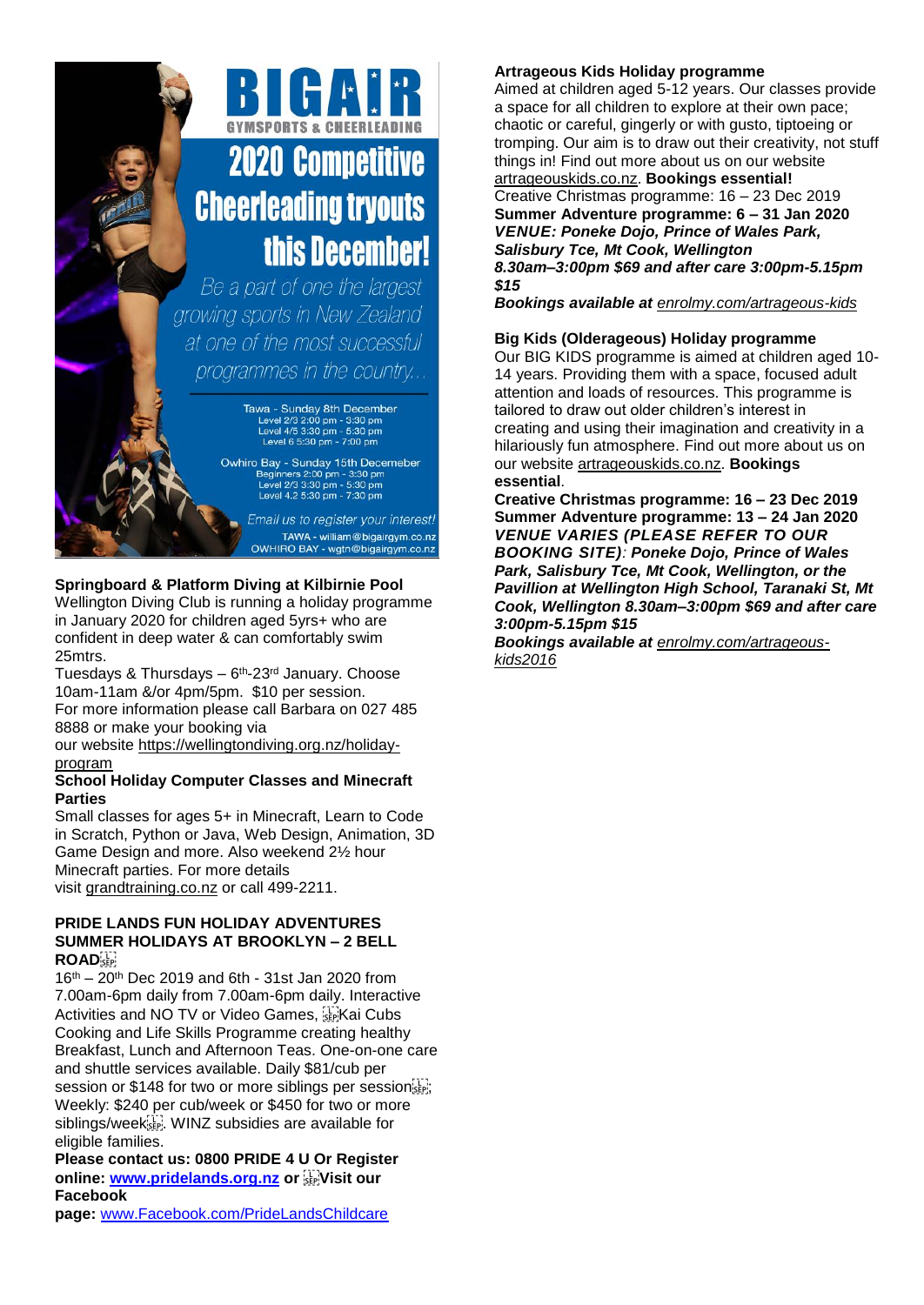BIG AIR
GYMSPORTS & CHEERLEADING

**2020 Competitive Cheerleading tryouts this December!**

*Be a part of one the largest growing sports in New Zealand at one of the most successful programmes in the country...*

Tawa - Sunday 8th December
Level 2/3 2:00 pm - 3:30 pm
Level 4/5 3:30 pm - 5:30 pm
Level 6 5:30 pm - 7:00 pm

Owhiro Bay - Sunday 15th Decemeber
Beginners 2:00 pm - 3:30 pm
Level 2/3 3:30 pm - 5:30 pm
Level 4.2 5:30 pm - 7:30 pm

*Email us to register your interest!*
TAWA - william@bigairgym.co.nz
OWHIRO BAY - wgtn@bigairgym.co.nz

**Springboard & Platform Diving at Kilbirnie Pool**
Wellington Diving Club is running a holiday programme in January 2020 for children aged 5yrs+ who are confident in deep water & can comfortably swim 25mtrs.
Tuesdays & Thursdays – 6th-23rd January. Choose 10am-11am &/or 4pm/5pm. $10 per session.
For more information please call Barbara on 027 485 8888 or make your booking via our website https://wellingtondiving.org.nz/holiday-program

**School Holiday Computer Classes and Minecraft Parties**
Small classes for ages 5+ in Minecraft, Learn to Code in Scratch, Python or Java, Web Design, Animation, 3D Game Design and more. Also weekend 2½ hour Minecraft parties. For more details visit grandtraining.co.nz or call 499-2211.

**PRIDE LANDS FUN HOLIDAY ADVENTURES SUMMER HOLIDAYS AT BROOKLYN – 2 BELL ROAD**
16th – 20th Dec 2019 and 6th - 31st Jan 2020 from 7.00am-6pm daily from 7.00am-6pm daily. Interactive Activities and NO TV or Video Games, Kai Cubs Cooking and Life Skills Programme creating healthy Breakfast, Lunch and Afternoon Teas. One-on-one care and shuttle services available. Daily $81/cub per session or $148 for two or more siblings per session; Weekly: $240 per cub/week or $450 for two or more siblings/week. WINZ subsidies are available for eligible families.
**Please contact us: 0800 PRIDE 4 U Or Register online: www.pridelands.org.nz or Visit our Facebook page:** www.Facebook.com/PrideLandsChildcare

**Artrageous Kids Holiday programme**
Aimed at children aged 5-12 years. Our classes provide a space for all children to explore at their own pace; chaotic or careful, gingerly or with gusto, tiptoeing or tromping. Our aim is to draw out their creativity, not stuff things in! Find out more about us on our website artrageouskids.co.nz. **Bookings essential!**
Creative Christmas programme: 16 – 23 Dec 2019
**Summer Adventure programme: 6 – 31 Jan 2020**
***VENUE: Poneke Dojo, Prince of Wales Park, Salisbury Tce, Mt Cook, Wellington***
***8.30am–3:00pm $69 and after care 3:00pm-5.15pm $15***
***Bookings available at*** *enrolmy.com/artrageous-kids*

**Big Kids (Olderageous) Holiday programme**
Our BIG KIDS programme is aimed at children aged 10-14 years. Providing them with a space, focused adult attention and loads of resources. This programme is tailored to draw out older children's interest in creating and using their imagination and creativity in a hilariously fun atmosphere. Find out more about us on our website artrageouskids.co.nz. **Bookings essential**.
**Creative Christmas programme: 16 – 23 Dec 2019**
**Summer Adventure programme: 13 – 24 Jan 2020**
***VENUE VARIES (PLEASE REFER TO OUR BOOKING SITE): Poneke Dojo, Prince of Wales Park, Salisbury Tce, Mt Cook, Wellington, or the Pavillion at Wellington High School, Taranaki St, Mt Cook, Wellington 8.30am–3:00pm $69 and after care 3:00pm-5.15pm $15***
***Bookings available at*** *enrolmy.com/artrageous-kids2016*